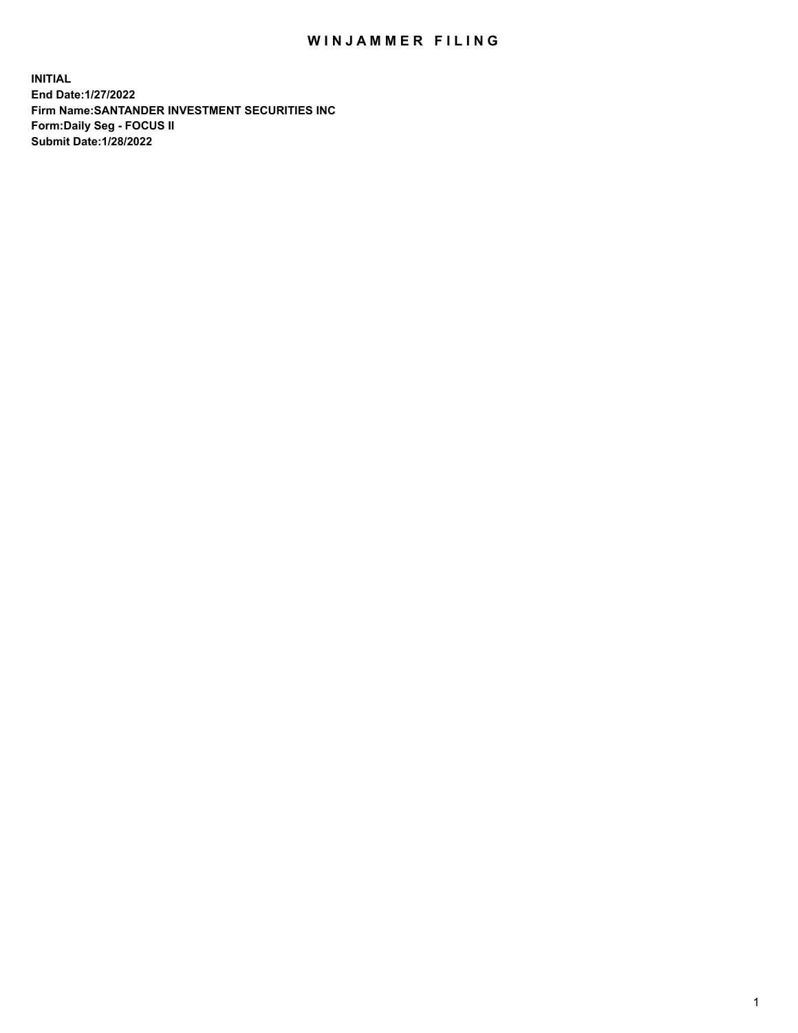# WINJAMMER FILING

**INITIAL**
**End Date:1/27/2022**
**Firm Name:SANTANDER INVESTMENT SECURITIES INC**
**Form:Daily Seg - FOCUS II**
**Submit Date:1/28/2022**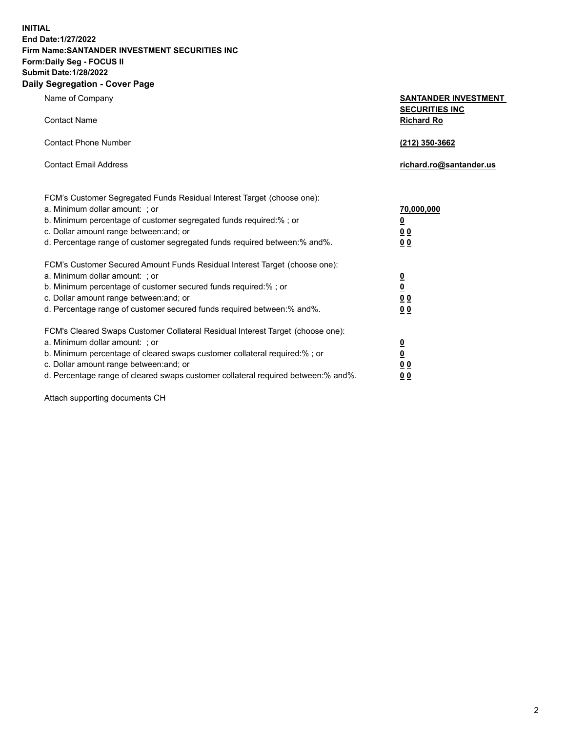**INITIAL**
**End Date:1/27/2022**
**Firm Name:SANTANDER INVESTMENT SECURITIES INC**
**Form:Daily Seg - FOCUS II**
**Submit Date:1/28/2022**

## Daily Segregation - Cover Page

| | |
|---|---|
| Name of Company | **SANTANDER INVESTMENT SECURITIES INC** |
| Contact Name | **Richard Ro** |
| Contact Phone Number | **(212) 350-3662** |
| Contact Email Address | **richard.ro@santander.us** |

| | |
|---|---|
| FCM's Customer Segregated Funds Residual Interest Target (choose one): | |
| a. Minimum dollar amount: ; or | **70,000,000** |
| b. Minimum percentage of customer segregated funds required:% ; or | **0** |
| c. Dollar amount range between:and; or | **0 0** |
| d. Percentage range of customer segregated funds required between:% and%. | **0 0** |
| FCM's Customer Secured Amount Funds Residual Interest Target (choose one): | |
| a. Minimum dollar amount: ; or | **0** |
| b. Minimum percentage of customer secured funds required:% ; or | **0** |
| c. Dollar amount range between:and; or | **0 0** |
| d. Percentage range of customer secured funds required between:% and%. | **0 0** |
| FCM's Cleared Swaps Customer Collateral Residual Interest Target (choose one): | |
| a. Minimum dollar amount: ; or | **0** |
| b. Minimum percentage of cleared swaps customer collateral required:% ; or | **0** |
| c. Dollar amount range between:and; or | **0 0** |
| d. Percentage range of cleared swaps customer collateral required between:% and%. | **0 0** |

Attach supporting documents CH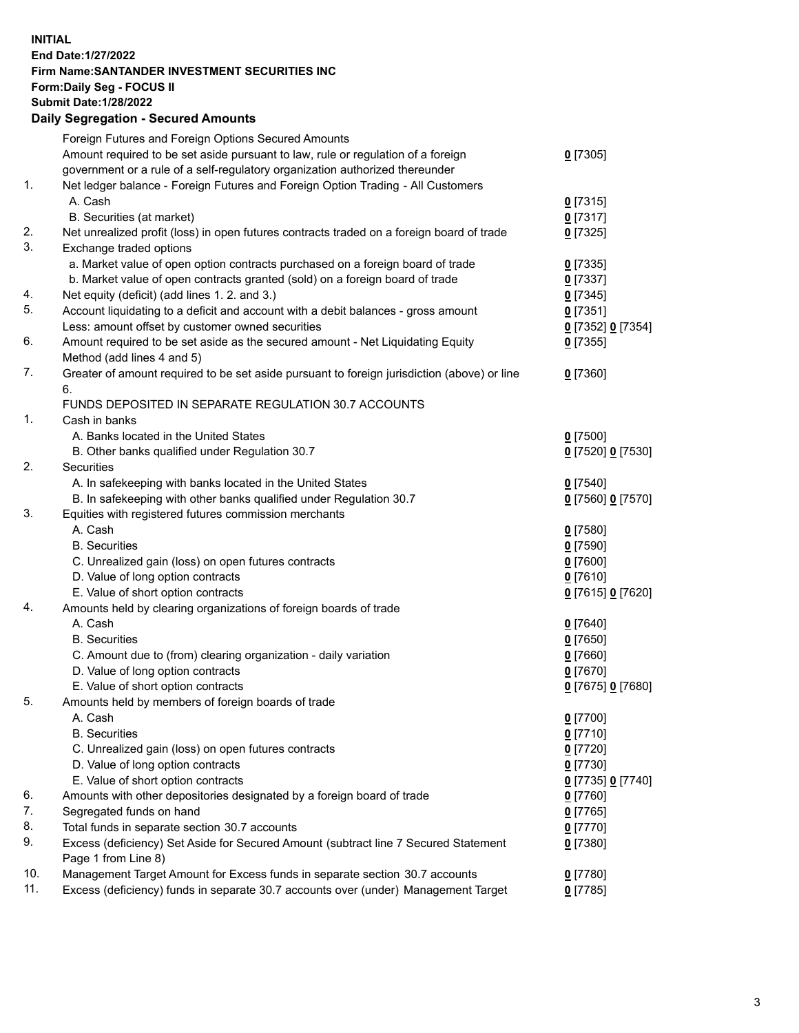**INITIAL**
**End Date:1/27/2022**
**Firm Name:SANTANDER INVESTMENT SECURITIES INC**
**Form:Daily Seg - FOCUS II**
**Submit Date:1/28/2022**

## Daily Segregation - Secured Amounts

| | | |
|---|---|---|
| | Foreign Futures and Foreign Options Secured Amounts | |
| | Amount required to be set aside pursuant to law, rule or regulation of a foreign government or a rule of a self-regulatory organization authorized thereunder | **0** [7305] |
| 1. | Net ledger balance - Foreign Futures and Foreign Option Trading - All Customers | |
| | A. Cash | **0** [7315] |
| | B. Securities (at market) | **0** [7317] |
| 2. | Net unrealized profit (loss) in open futures contracts traded on a foreign board of trade | **0** [7325] |
| 3. | Exchange traded options | |
| | a. Market value of open option contracts purchased on a foreign board of trade | **0** [7335] |
| | b. Market value of open contracts granted (sold) on a foreign board of trade | **0** [7337] |
| 4. | Net equity (deficit) (add lines 1. 2. and 3.) | **0** [7345] |
| 5. | Account liquidating to a deficit and account with a debit balances - gross amount | **0** [7351] |
| | Less: amount offset by customer owned securities | **0** [7352] **0** [7354] |
| 6. | Amount required to be set aside as the secured amount - Net Liquidating Equity Method (add lines 4 and 5) | **0** [7355] |
| 7. | Greater of amount required to be set aside pursuant to foreign jurisdiction (above) or line 6. | **0** [7360] |
| | FUNDS DEPOSITED IN SEPARATE REGULATION 30.7 ACCOUNTS | |
| 1. | Cash in banks | |
| | A. Banks located in the United States | **0** [7500] |
| | B. Other banks qualified under Regulation 30.7 | **0** [7520] **0** [7530] |
| 2. | Securities | |
| | A. In safekeeping with banks located in the United States | **0** [7540] |
| | B. In safekeeping with other banks qualified under Regulation 30.7 | **0** [7560] **0** [7570] |
| 3. | Equities with registered futures commission merchants | |
| | A. Cash | **0** [7580] |
| | B. Securities | **0** [7590] |
| | C. Unrealized gain (loss) on open futures contracts | **0** [7600] |
| | D. Value of long option contracts | **0** [7610] |
| | E. Value of short option contracts | **0** [7615] **0** [7620] |
| 4. | Amounts held by clearing organizations of foreign boards of trade | |
| | A. Cash | **0** [7640] |
| | B. Securities | **0** [7650] |
| | C. Amount due to (from) clearing organization - daily variation | **0** [7660] |
| | D. Value of long option contracts | **0** [7670] |
| | E. Value of short option contracts | **0** [7675] **0** [7680] |
| 5. | Amounts held by members of foreign boards of trade | |
| | A. Cash | **0** [7700] |
| | B. Securities | **0** [7710] |
| | C. Unrealized gain (loss) on open futures contracts | **0** [7720] |
| | D. Value of long option contracts | **0** [7730] |
| | E. Value of short option contracts | **0** [7735] **0** [7740] |
| 6. | Amounts with other depositories designated by a foreign board of trade | **0** [7760] |
| 7. | Segregated funds on hand | **0** [7765] |
| 8. | Total funds in separate section 30.7 accounts | **0** [7770] |
| 9. | Excess (deficiency) Set Aside for Secured Amount (subtract line 7 Secured Statement Page 1 from Line 8) | **0** [7380] |
| 10. | Management Target Amount for Excess funds in separate section 30.7 accounts | **0** [7780] |
| 11. | Excess (deficiency) funds in separate 30.7 accounts over (under) Management Target | **0** [7785] |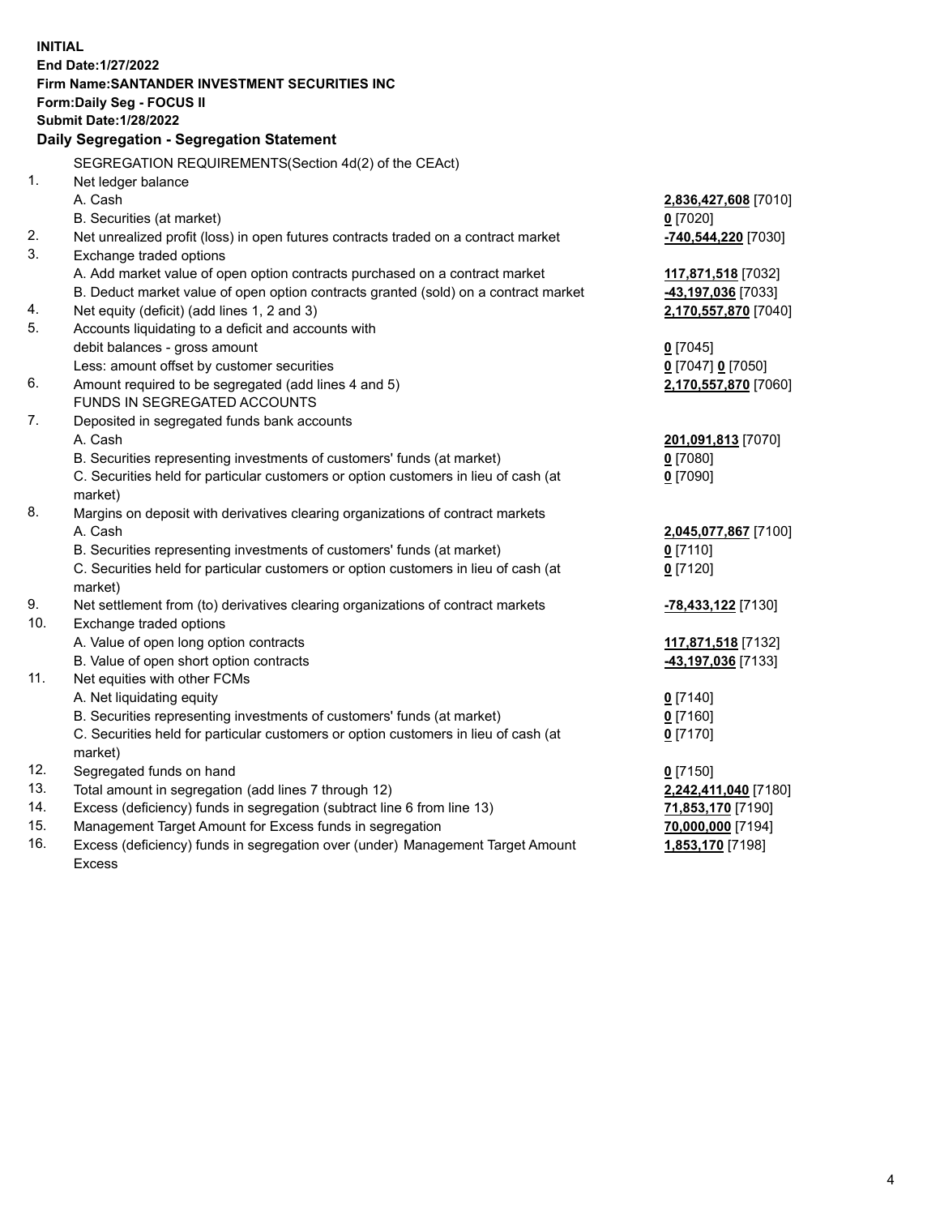**INITIAL**
**End Date:1/27/2022**
**Firm Name:SANTANDER INVESTMENT SECURITIES INC**
**Form:Daily Seg - FOCUS II**
**Submit Date:1/28/2022**

## Daily Segregation - Segregation Statement

| | | |
|---|---|---|
| | SEGREGATION REQUIREMENTS(Section 4d(2) of the CEAct) | |
| 1. | Net ledger balance | |
| | A. Cash | **2,836,427,608** [7010] |
| | B. Securities (at market) | **0** [7020] |
| 2. | Net unrealized profit (loss) in open futures contracts traded on a contract market | **-740,544,220** [7030] |
| 3. | Exchange traded options | |
| | A. Add market value of open option contracts purchased on a contract market | **117,871,518** [7032] |
| | B. Deduct market value of open option contracts granted (sold) on a contract market | **-43,197,036** [7033] |
| 4. | Net equity (deficit) (add lines 1, 2 and 3) | **2,170,557,870** [7040] |
| 5. | Accounts liquidating to a deficit and accounts with debit balances - gross amount | **0** [7045] |
| | Less: amount offset by customer securities | **0** [7047] **0** [7050] |
| 6. | Amount required to be segregated (add lines 4 and 5) | **2,170,557,870** [7060] |
| | FUNDS IN SEGREGATED ACCOUNTS | |
| 7. | Deposited in segregated funds bank accounts | |
| | A. Cash | **201,091,813** [7070] |
| | B. Securities representing investments of customers' funds (at market) | **0** [7080] |
| | C. Securities held for particular customers or option customers in lieu of cash (at market) | **0** [7090] |
| 8. | Margins on deposit with derivatives clearing organizations of contract markets | |
| | A. Cash | **2,045,077,867** [7100] |
| | B. Securities representing investments of customers' funds (at market) | **0** [7110] |
| | C. Securities held for particular customers or option customers in lieu of cash (at market) | **0** [7120] |
| 9. | Net settlement from (to) derivatives clearing organizations of contract markets | **-78,433,122** [7130] |
| 10. | Exchange traded options | |
| | A. Value of open long option contracts | **117,871,518** [7132] |
| | B. Value of open short option contracts | **-43,197,036** [7133] |
| 11. | Net equities with other FCMs | |
| | A. Net liquidating equity | **0** [7140] |
| | B. Securities representing investments of customers' funds (at market) | **0** [7160] |
| | C. Securities held for particular customers or option customers in lieu of cash (at market) | **0** [7170] |
| 12. | Segregated funds on hand | **0** [7150] |
| 13. | Total amount in segregation (add lines 7 through 12) | **2,242,411,040** [7180] |
| 14. | Excess (deficiency) funds in segregation (subtract line 6 from line 13) | **71,853,170** [7190] |
| 15. | Management Target Amount for Excess funds in segregation | **70,000,000** [7194] |
| 16. | Excess (deficiency) funds in segregation over (under) Management Target Amount Excess | **1,853,170** [7198] |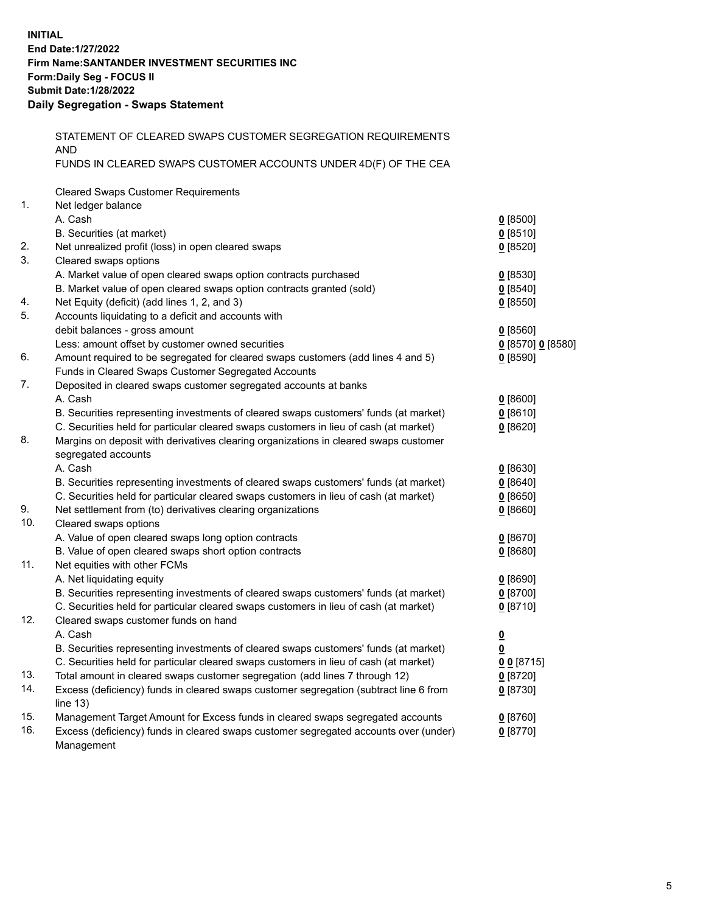**INITIAL**
**End Date:1/27/2022**
**Firm Name:SANTANDER INVESTMENT SECURITIES INC**
**Form:Daily Seg - FOCUS II**
**Submit Date:1/28/2022**
**Daily Segregation - Swaps Statement**

STATEMENT OF CLEARED SWAPS CUSTOMER SEGREGATION REQUIREMENTS AND FUNDS IN CLEARED SWAPS CUSTOMER ACCOUNTS UNDER 4D(F) OF THE CEA

| | | |
|---|---|---|
| | Cleared Swaps Customer Requirements | |
| 1. | Net ledger balance | |
| | A. Cash | 0 [8500] |
| | B. Securities (at market) | 0 [8510] |
| 2. | Net unrealized profit (loss) in open cleared swaps | 0 [8520] |
| 3. | Cleared swaps options | |
| | A. Market value of open cleared swaps option contracts purchased | 0 [8530] |
| | B. Market value of open cleared swaps option contracts granted (sold) | 0 [8540] |
| 4. | Net Equity (deficit) (add lines 1, 2, and 3) | 0 [8550] |
| 5. | Accounts liquidating to a deficit and accounts with debit balances - gross amount | 0 [8560] |
| | Less: amount offset by customer owned securities | 0 [8570] 0 [8580] |
| 6. | Amount required to be segregated for cleared swaps customers (add lines 4 and 5) | 0 [8590] |
| | Funds in Cleared Swaps Customer Segregated Accounts | |
| 7. | Deposited in cleared swaps customer segregated accounts at banks | |
| | A. Cash | 0 [8600] |
| | B. Securities representing investments of cleared swaps customers' funds (at market) | 0 [8610] |
| | C. Securities held for particular cleared swaps customers in lieu of cash (at market) | 0 [8620] |
| 8. | Margins on deposit with derivatives clearing organizations in cleared swaps customer segregated accounts | |
| | A. Cash | 0 [8630] |
| | B. Securities representing investments of cleared swaps customers' funds (at market) | 0 [8640] |
| | C. Securities held for particular cleared swaps customers in lieu of cash (at market) | 0 [8650] |
| 9. | Net settlement from (to) derivatives clearing organizations | 0 [8660] |
| 10. | Cleared swaps options | |
| | A. Value of open cleared swaps long option contracts | 0 [8670] |
| | B. Value of open cleared swaps short option contracts | 0 [8680] |
| 11. | Net equities with other FCMs | |
| | A. Net liquidating equity | 0 [8690] |
| | B. Securities representing investments of cleared swaps customers' funds (at market) | 0 [8700] |
| | C. Securities held for particular cleared swaps customers in lieu of cash (at market) | 0 [8710] |
| 12. | Cleared swaps customer funds on hand | |
| | A. Cash | 0 |
| | B. Securities representing investments of cleared swaps customers' funds (at market) | 0 |
| | C. Securities held for particular cleared swaps customers in lieu of cash (at market) | 0 0 [8715] |
| 13. | Total amount in cleared swaps customer segregation (add lines 7 through 12) | 0 [8720] |
| 14. | Excess (deficiency) funds in cleared swaps customer segregation (subtract line 6 from line 13) | 0 [8730] |
| 15. | Management Target Amount for Excess funds in cleared swaps segregated accounts | 0 [8760] |
| 16. | Excess (deficiency) funds in cleared swaps customer segregated accounts over (under) Management | 0 [8770] |